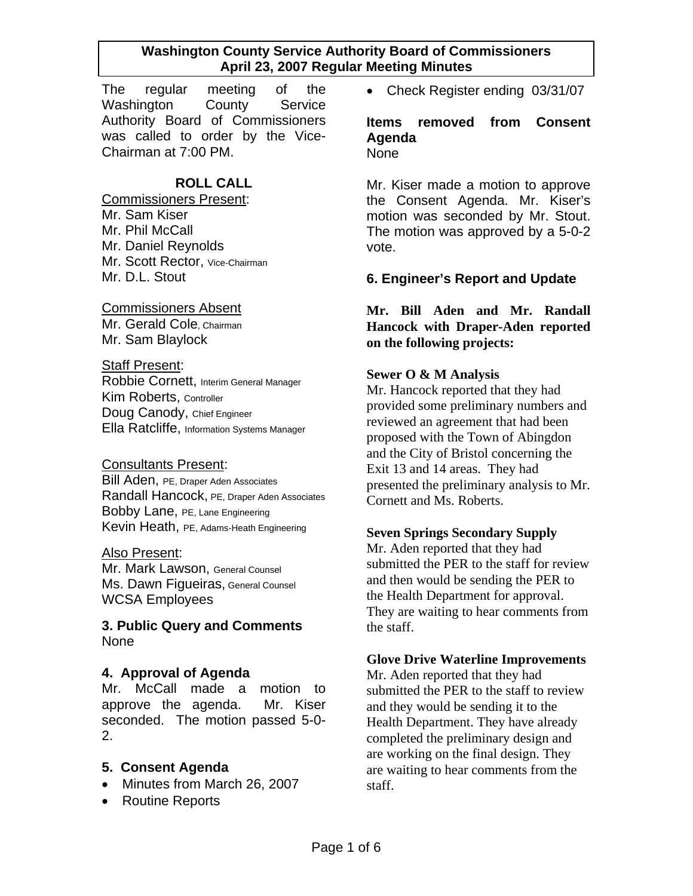# Washington County Service Authority Board of Commissioners
## April 23, 2007 Regular Meeting Minutes

The regular meeting of the Washington County Service Authority Board of Commissioners was called to order by the Vice-Chairman at 7:00 PM.

### ROLL CALL

Commissioners Present:
Mr. Sam Kiser
Mr. Phil McCall
Mr. Daniel Reynolds
Mr. Scott Rector, Vice-Chairman
Mr. D.L. Stout

Commissioners Absent
Mr. Gerald Cole, Chairman
Mr. Sam Blaylock

Staff Present:
Robbie Cornett, Interim General Manager
Kim Roberts, Controller
Doug Canody, Chief Engineer
Ella Ratcliffe, Information Systems Manager

Consultants Present:
Bill Aden, PE, Draper Aden Associates
Randall Hancock, PE, Draper Aden Associates
Bobby Lane, PE, Lane Engineering
Kevin Heath, PE, Adams-Heath Engineering

Also Present:
Mr. Mark Lawson, General Counsel
Ms. Dawn Figueiras, General Counsel
WCSA Employees

### 3. Public Query and Comments

None

### 4. Approval of Agenda

Mr. McCall made a motion to approve the agenda. Mr. Kiser seconded. The motion passed 5-0-2.

### 5. Consent Agenda

- Minutes from March 26, 2007
- Routine Reports
- Check Register ending 03/31/07

### Items removed from Consent Agenda

None

Mr. Kiser made a motion to approve the Consent Agenda. Mr. Kiser's motion was seconded by Mr. Stout. The motion was approved by a 5-0-2 vote.

### 6. Engineer's Report and Update

**Mr. Bill Aden and Mr. Randall Hancock with Draper-Aden reported on the following projects:**

**Sewer O & M Analysis**
Mr. Hancock reported that they had provided some preliminary numbers and reviewed an agreement that had been proposed with the Town of Abingdon and the City of Bristol concerning the Exit 13 and 14 areas. They had presented the preliminary analysis to Mr. Cornett and Ms. Roberts.

**Seven Springs Secondary Supply**
Mr. Aden reported that they had submitted the PER to the staff for review and then would be sending the PER to the Health Department for approval. They are waiting to hear comments from the staff.

**Glove Drive Waterline Improvements**
Mr. Aden reported that they had submitted the PER to the staff to review and they would be sending it to the Health Department. They have already completed the preliminary design and are working on the final design. They are waiting to hear comments from the staff.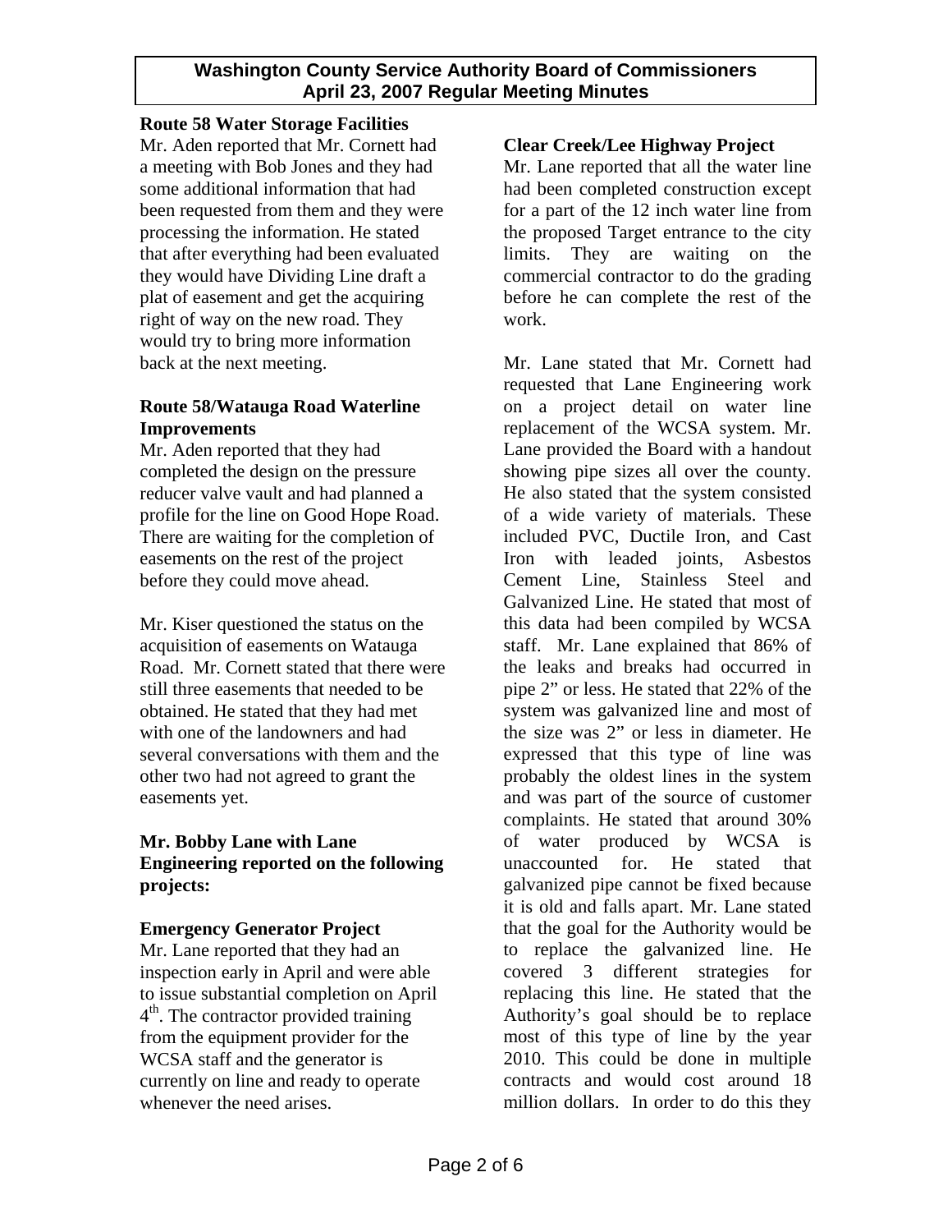### Route 58 Water Storage Facilities

Mr. Aden reported that Mr. Cornett had a meeting with Bob Jones and they had some additional information that had been requested from them and they were processing the information. He stated that after everything had been evaluated they would have Dividing Line draft a plat of easement and get the acquiring right of way on the new road. They would try to bring more information back at the next meeting.

### Route 58/Watauga Road Waterline Improvements

Mr. Aden reported that they had completed the design on the pressure reducer valve vault and had planned a profile for the line on Good Hope Road. There are waiting for the completion of easements on the rest of the project before they could move ahead.

Mr. Kiser questioned the status on the acquisition of easements on Watauga Road. Mr. Cornett stated that there were still three easements that needed to be obtained. He stated that they had met with one of the landowners and had several conversations with them and the other two had not agreed to grant the easements yet.

### Mr. Bobby Lane with Lane Engineering reported on the following projects:

### Emergency Generator Project

Mr. Lane reported that they had an inspection early in April and were able to issue substantial completion on April 4th. The contractor provided training from the equipment provider for the WCSA staff and the generator is currently on line and ready to operate whenever the need arises.

### Clear Creek/Lee Highway Project

Mr. Lane reported that all the water line had been completed construction except for a part of the 12 inch water line from the proposed Target entrance to the city limits. They are waiting on the commercial contractor to do the grading before he can complete the rest of the work.

Mr. Lane stated that Mr. Cornett had requested that Lane Engineering work on a project detail on water line replacement of the WCSA system. Mr. Lane provided the Board with a handout showing pipe sizes all over the county. He also stated that the system consisted of a wide variety of materials. These included PVC, Ductile Iron, and Cast Iron with leaded joints, Asbestos Cement Line, Stainless Steel and Galvanized Line. He stated that most of this data had been compiled by WCSA staff. Mr. Lane explained that 86% of the leaks and breaks had occurred in pipe 2" or less. He stated that 22% of the system was galvanized line and most of the size was 2" or less in diameter. He expressed that this type of line was probably the oldest lines in the system and was part of the source of customer complaints. He stated that around 30% of water produced by WCSA is unaccounted for. He stated that galvanized pipe cannot be fixed because it is old and falls apart. Mr. Lane stated that the goal for the Authority would be to replace the galvanized line. He covered 3 different strategies for replacing this line. He stated that the Authority's goal should be to replace most of this type of line by the year 2010. This could be done in multiple contracts and would cost around 18 million dollars. In order to do this they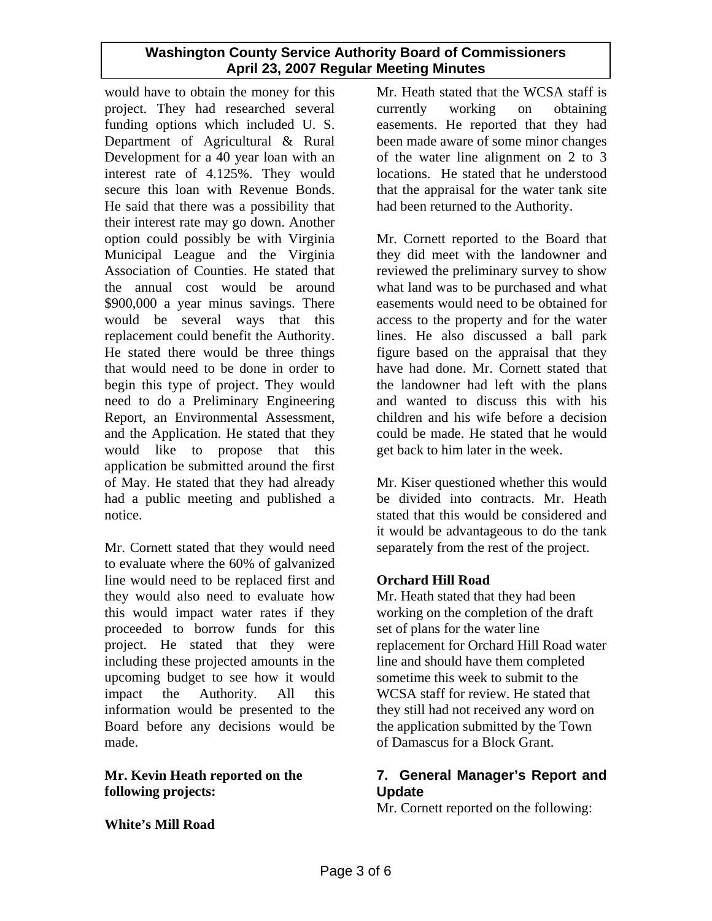would have to obtain the money for this project. They had researched several funding options which included U. S. Department of Agricultural & Rural Development for a 40 year loan with an interest rate of 4.125%. They would secure this loan with Revenue Bonds. He said that there was a possibility that their interest rate may go down. Another option could possibly be with Virginia Municipal League and the Virginia Association of Counties. He stated that the annual cost would be around $900,000 a year minus savings. There would be several ways that this replacement could benefit the Authority. He stated there would be three things that would need to be done in order to begin this type of project. They would need to do a Preliminary Engineering Report, an Environmental Assessment, and the Application. He stated that they would like to propose that this application be submitted around the first of May. He stated that they had already had a public meeting and published a notice.

Mr. Cornett stated that they would need to evaluate where the 60% of galvanized line would need to be replaced first and they would also need to evaluate how this would impact water rates if they proceeded to borrow funds for this project. He stated that they were including these projected amounts in the upcoming budget to see how it would impact the Authority. All this information would be presented to the Board before any decisions would be made.

**Mr. Kevin Heath reported on the following projects:**

**White's Mill Road**

Mr. Heath stated that the WCSA staff is currently working on obtaining easements. He reported that they had been made aware of some minor changes of the water line alignment on 2 to 3 locations. He stated that he understood that the appraisal for the water tank site had been returned to the Authority.

Mr. Cornett reported to the Board that they did meet with the landowner and reviewed the preliminary survey to show what land was to be purchased and what easements would need to be obtained for access to the property and for the water lines. He also discussed a ball park figure based on the appraisal that they have had done. Mr. Cornett stated that the landowner had left with the plans and wanted to discuss this with his children and his wife before a decision could be made. He stated that he would get back to him later in the week.

Mr. Kiser questioned whether this would be divided into contracts. Mr. Heath stated that this would be considered and it would be advantageous to do the tank separately from the rest of the project.

**Orchard Hill Road**

Mr. Heath stated that they had been working on the completion of the draft set of plans for the water line replacement for Orchard Hill Road water line and should have them completed sometime this week to submit to the WCSA staff for review. He stated that they still had not received any word on the application submitted by the Town of Damascus for a Block Grant.

## 7. General Manager's Report and Update

Mr. Cornett reported on the following: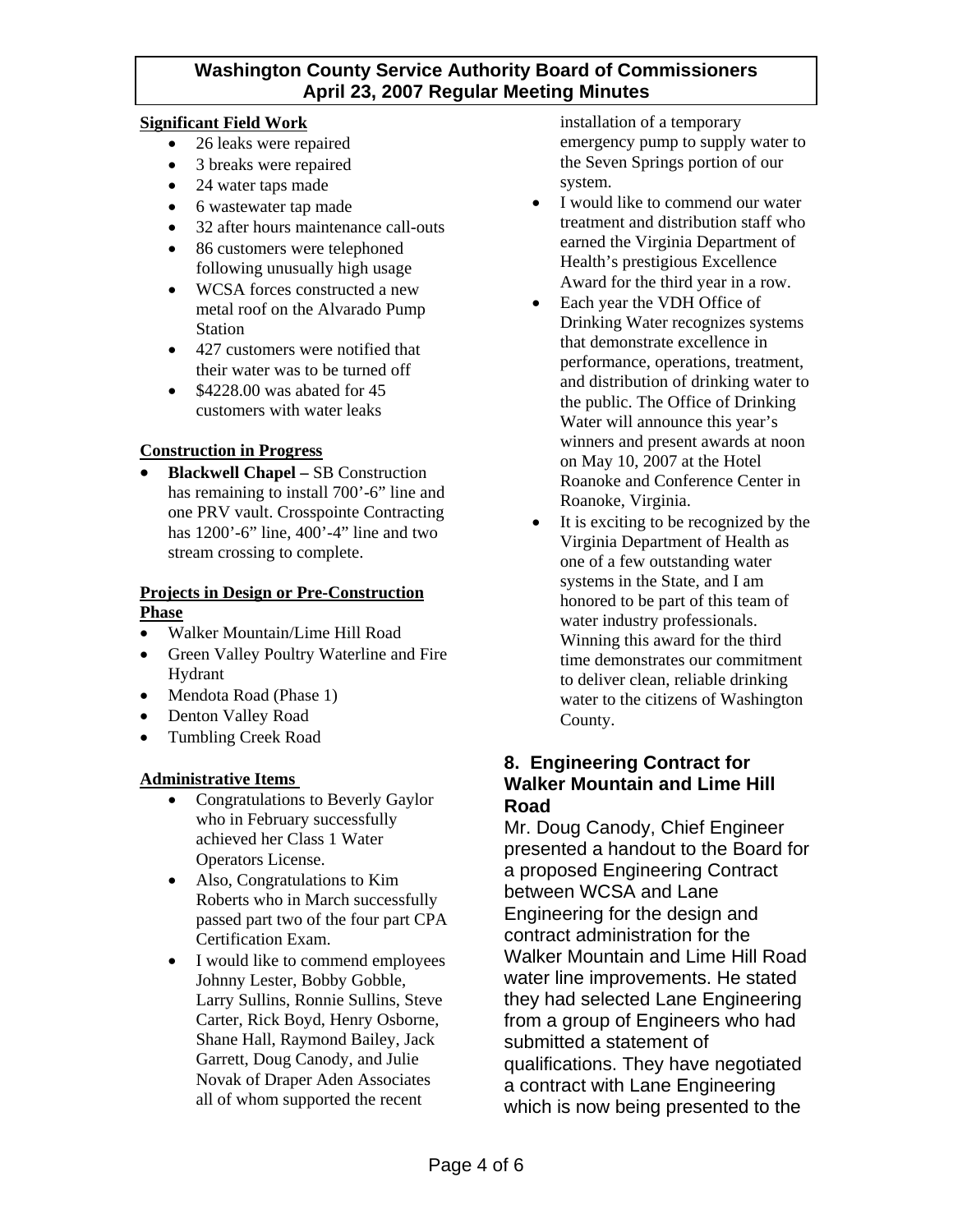**Significant Field Work**

- 26 leaks were repaired
- 3 breaks were repaired
- 24 water taps made
- 6 wastewater tap made
- 32 after hours maintenance call-outs
- 86 customers were telephoned following unusually high usage
- WCSA forces constructed a new metal roof on the Alvarado Pump Station
- 427 customers were notified that their water was to be turned off
- $4228.00 was abated for 45 customers with water leaks

**Construction in Progress**

- **Blackwell Chapel –** SB Construction has remaining to install 700'-6" line and one PRV vault. Crosspointe Contracting has 1200'-6" line, 400'-4" line and two stream crossing to complete.

**Projects in Design or Pre-Construction Phase**

- Walker Mountain/Lime Hill Road
- Green Valley Poultry Waterline and Fire Hydrant
- Mendota Road (Phase 1)
- Denton Valley Road
- Tumbling Creek Road

**Administrative Items**

- Congratulations to Beverly Gaylor who in February successfully achieved her Class 1 Water Operators License.
- Also, Congratulations to Kim Roberts who in March successfully passed part two of the four part CPA Certification Exam.
- I would like to commend employees Johnny Lester, Bobby Gobble, Larry Sullins, Ronnie Sullins, Steve Carter, Rick Boyd, Henry Osborne, Shane Hall, Raymond Bailey, Jack Garrett, Doug Canody, and Julie Novak of Draper Aden Associates all of whom supported the recent installation of a temporary emergency pump to supply water to the Seven Springs portion of our system.
- I would like to commend our water treatment and distribution staff who earned the Virginia Department of Health's prestigious Excellence Award for the third year in a row.
- Each year the VDH Office of Drinking Water recognizes systems that demonstrate excellence in performance, operations, treatment, and distribution of drinking water to the public. The Office of Drinking Water will announce this year's winners and present awards at noon on May 10, 2007 at the Hotel Roanoke and Conference Center in Roanoke, Virginia.
- It is exciting to be recognized by the Virginia Department of Health as one of a few outstanding water systems in the State, and I am honored to be part of this team of water industry professionals. Winning this award for the third time demonstrates our commitment to deliver clean, reliable drinking water to the citizens of Washington County.

## 8. Engineering Contract for Walker Mountain and Lime Hill Road

Mr. Doug Canody, Chief Engineer presented a handout to the Board for a proposed Engineering Contract between WCSA and Lane Engineering for the design and contract administration for the Walker Mountain and Lime Hill Road water line improvements. He stated they had selected Lane Engineering from a group of Engineers who had submitted a statement of qualifications. They have negotiated a contract with Lane Engineering which is now being presented to the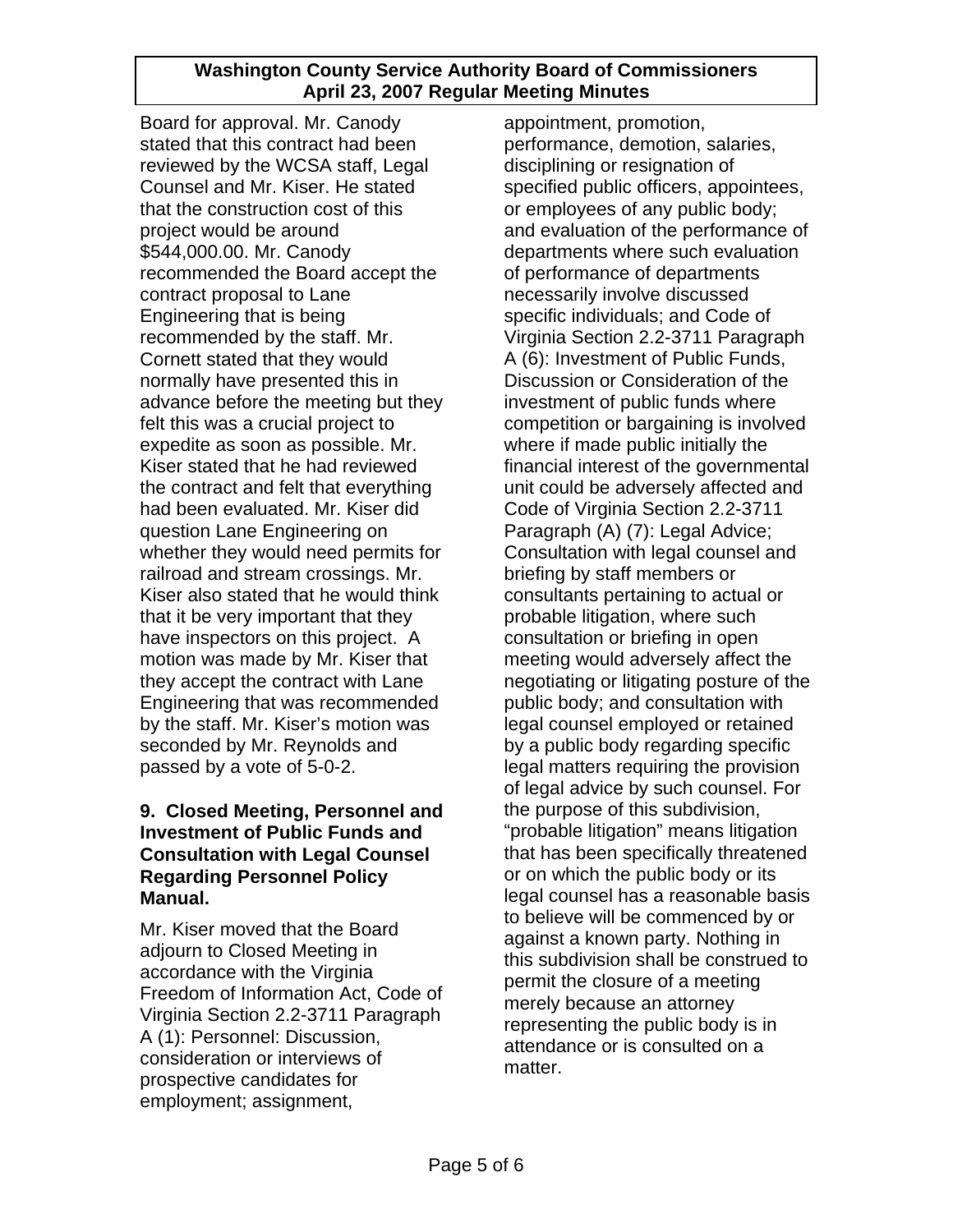Board for approval. Mr. Canody stated that this contract had been reviewed by the WCSA staff, Legal Counsel and Mr. Kiser. He stated that the construction cost of this project would be around $544,000.00. Mr. Canody recommended the Board accept the contract proposal to Lane Engineering that is being recommended by the staff. Mr. Cornett stated that they would normally have presented this in advance before the meeting but they felt this was a crucial project to expedite as soon as possible. Mr. Kiser stated that he had reviewed the contract and felt that everything had been evaluated. Mr. Kiser did question Lane Engineering on whether they would need permits for railroad and stream crossings. Mr. Kiser also stated that he would think that it be very important that they have inspectors on this project. A motion was made by Mr. Kiser that they accept the contract with Lane Engineering that was recommended by the staff. Mr. Kiser's motion was seconded by Mr. Reynolds and passed by a vote of 5-0-2.

### 9. Closed Meeting, Personnel and Investment of Public Funds and Consultation with Legal Counsel Regarding Personnel Policy Manual.

Mr. Kiser moved that the Board adjourn to Closed Meeting in accordance with the Virginia Freedom of Information Act, Code of Virginia Section 2.2-3711 Paragraph A (1): Personnel: Discussion, consideration or interviews of prospective candidates for employment; assignment, appointment, promotion, performance, demotion, salaries, disciplining or resignation of specified public officers, appointees, or employees of any public body; and evaluation of the performance of departments where such evaluation of performance of departments necessarily involve discussed specific individuals; and Code of Virginia Section 2.2-3711 Paragraph A (6): Investment of Public Funds, Discussion or Consideration of the investment of public funds where competition or bargaining is involved where if made public initially the financial interest of the governmental unit could be adversely affected and Code of Virginia Section 2.2-3711 Paragraph (A) (7): Legal Advice; Consultation with legal counsel and briefing by staff members or consultants pertaining to actual or probable litigation, where such consultation or briefing in open meeting would adversely affect the negotiating or litigating posture of the public body; and consultation with legal counsel employed or retained by a public body regarding specific legal matters requiring the provision of legal advice by such counsel. For the purpose of this subdivision, "probable litigation" means litigation that has been specifically threatened or on which the public body or its legal counsel has a reasonable basis to believe will be commenced by or against a known party. Nothing in this subdivision shall be construed to permit the closure of a meeting merely because an attorney representing the public body is in attendance or is consulted on a matter.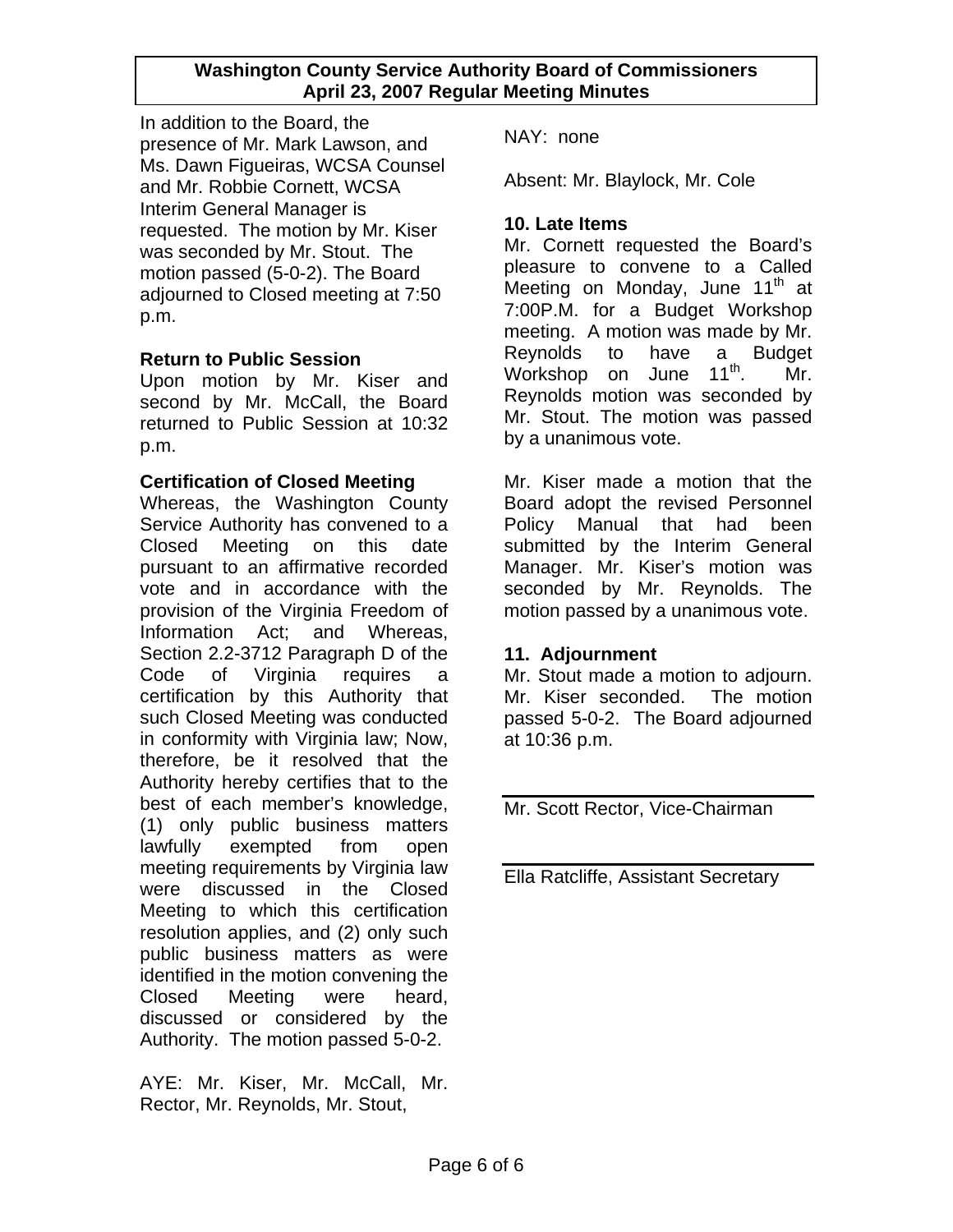In addition to the Board, the presence of Mr. Mark Lawson, and Ms. Dawn Figueiras, WCSA Counsel and Mr. Robbie Cornett, WCSA Interim General Manager is requested. The motion by Mr. Kiser was seconded by Mr. Stout. The motion passed (5-0-2). The Board adjourned to Closed meeting at 7:50 p.m.

**Return to Public Session**

Upon motion by Mr. Kiser and second by Mr. McCall, the Board returned to Public Session at 10:32 p.m.

**Certification of Closed Meeting**

Whereas, the Washington County Service Authority has convened to a Closed Meeting on this date pursuant to an affirmative recorded vote and in accordance with the provision of the Virginia Freedom of Information Act; and Whereas, Section 2.2-3712 Paragraph D of the Code of Virginia requires a certification by this Authority that such Closed Meeting was conducted in conformity with Virginia law; Now, therefore, be it resolved that the Authority hereby certifies that to the best of each member's knowledge, (1) only public business matters lawfully exempted from open meeting requirements by Virginia law were discussed in the Closed Meeting to which this certification resolution applies, and (2) only such public business matters as were identified in the motion convening the Closed Meeting were heard, discussed or considered by the Authority. The motion passed 5-0-2.

AYE: Mr. Kiser, Mr. McCall, Mr. Rector, Mr. Reynolds, Mr. Stout,

NAY: none

Absent: Mr. Blaylock, Mr. Cole

**10. Late Items**

Mr. Cornett requested the Board's pleasure to convene to a Called Meeting on Monday, June 11th at 7:00P.M. for a Budget Workshop meeting. A motion was made by Mr. Reynolds to have a Budget Workshop on June 11th. Mr. Reynolds motion was seconded by Mr. Stout. The motion was passed by a unanimous vote.

Mr. Kiser made a motion that the Board adopt the revised Personnel Policy Manual that had been submitted by the Interim General Manager. Mr. Kiser's motion was seconded by Mr. Reynolds. The motion passed by a unanimous vote.

**11. Adjournment**

Mr. Stout made a motion to adjourn. Mr. Kiser seconded. The motion passed 5-0-2. The Board adjourned at 10:36 p.m.

Mr. Scott Rector, Vice-Chairman

Ella Ratcliffe, Assistant Secretary